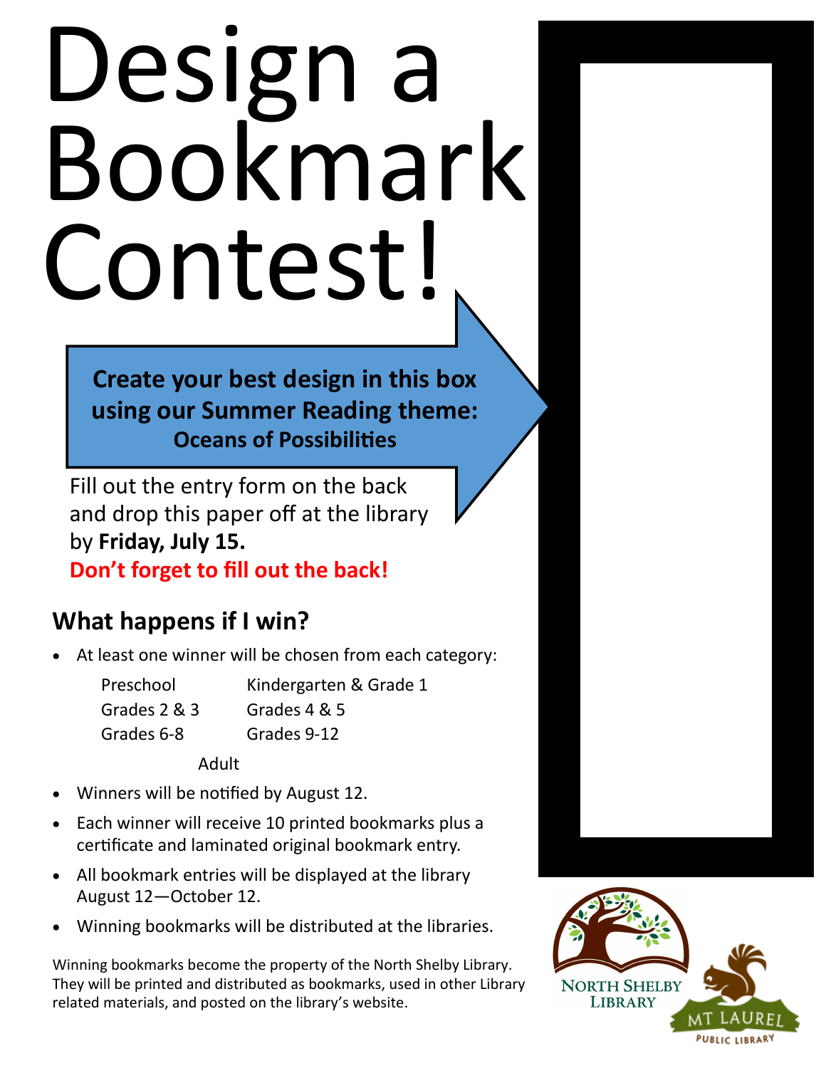# Design a Bookmark Contest!

**Create your best design in this box using our Summer Reading theme:**
**Oceans of Possibilities**

Fill out the entry form on the back and drop this paper off at the library by **Friday, July 15.**

**Don't forget to fill out the back!**

## What happens if I win?

- At least one winner will be chosen from each category:

  Preschool
  Kindergarten & Grade 1
  Grades 2 & 3
  Grades 4 & 5
  Grades 6-8
  Grades 9-12
  Adult

- Winners will be notified by August 12.
- Each winner will receive 10 printed bookmarks plus a certificate and laminated original bookmark entry.
- All bookmark entries will be displayed at the library August 12—October 12.
- Winning bookmarks will be distributed at the libraries.

Winning bookmarks become the property of the North Shelby Library. They will be printed and distributed as bookmarks, used in other Library related materials, and posted on the library's website.

North Shelby Library

Mt Laurel Public Library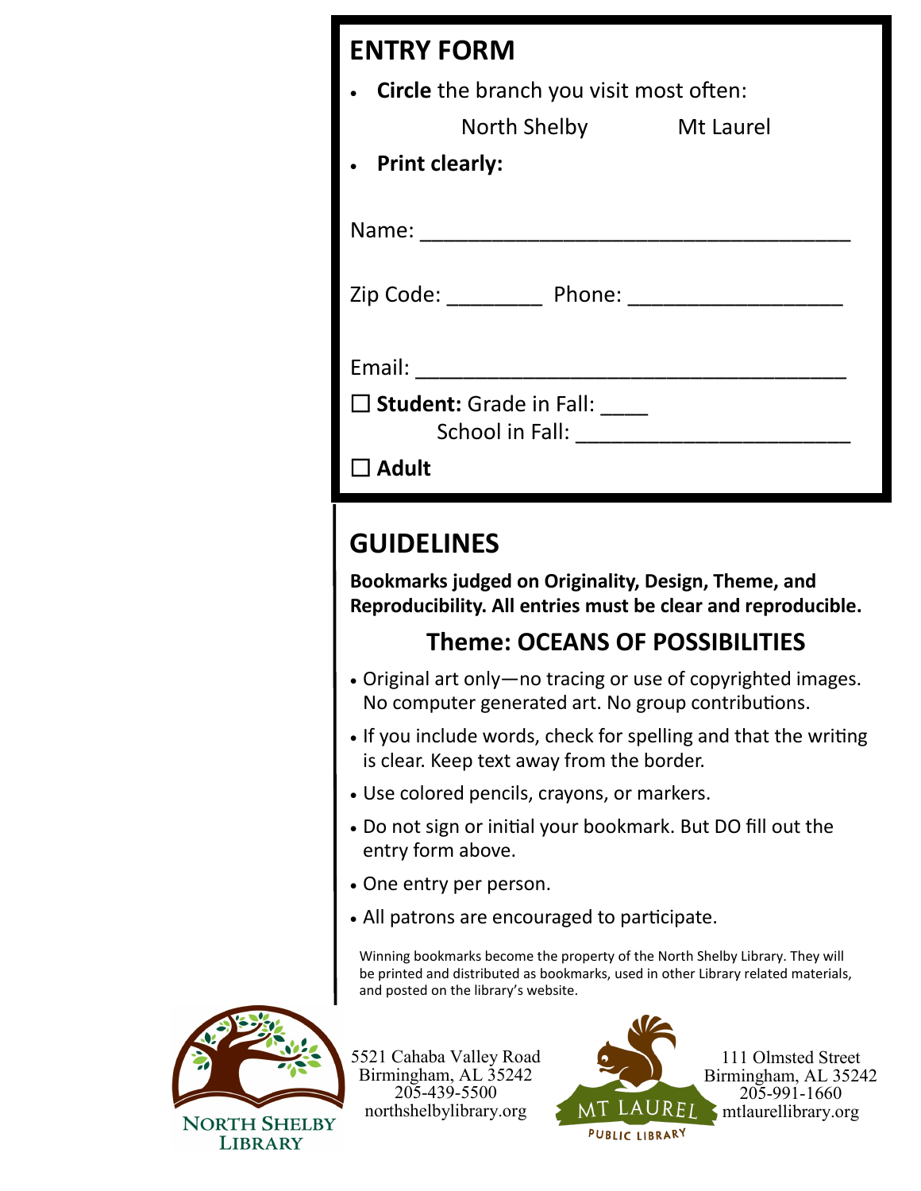## ENTRY FORM

- **Circle** the branch you visit most often:

  North Shelby    Mt Laurel

- **Print clearly:**

Name: ____________________________________

Zip Code: ________ Phone: __________________

Email: ____________________________________

☐ **Student:** Grade in Fall: ____
School in Fall: _______________________

☐ **Adult**

## GUIDELINES

**Bookmarks judged on Originality, Design, Theme, and Reproducibility. All entries must be clear and reproducible.**

### Theme: OCEANS OF POSSIBILITIES

- Original art only—no tracing or use of copyrighted images. No computer generated art. No group contributions.
- If you include words, check for spelling and that the writing is clear. Keep text away from the border.
- Use colored pencils, crayons, or markers.
- Do not sign or initial your bookmark. But DO fill out the entry form above.
- One entry per person.
- All patrons are encouraged to participate.

Winning bookmarks become the property of the North Shelby Library. They will be printed and distributed as bookmarks, used in other Library related materials, and posted on the library's website.

North Shelby Library
5521 Cahaba Valley Road
Birmingham, AL 35242
205-439-5500
northshelbylibrary.org

Mt Laurel Public Library
111 Olmsted Street
Birmingham, AL 35242
205-991-1660
mtlaurellibrary.org